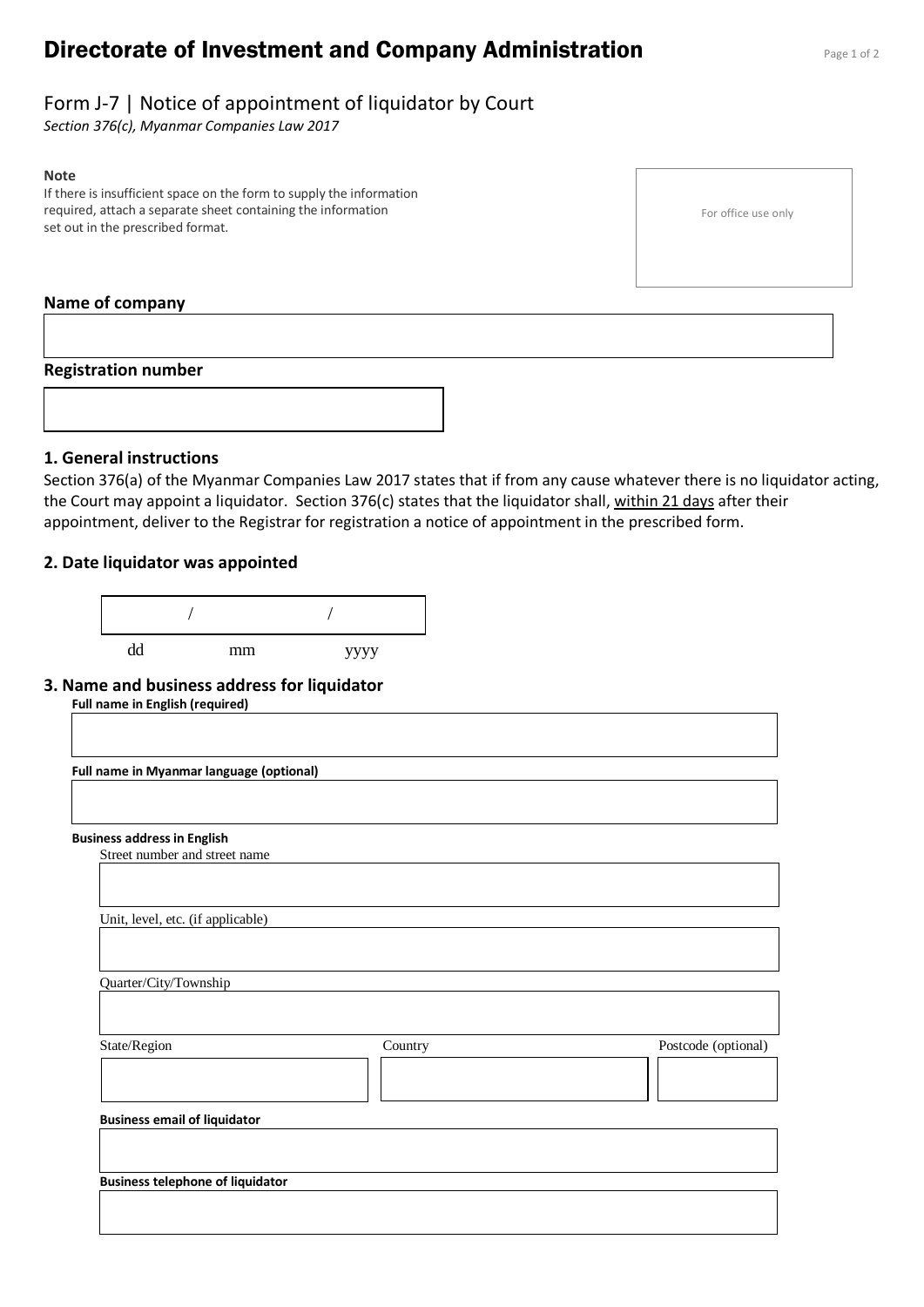# Directorate of Investment and Company Administration

## Form J-7 | Notice of appointment of liquidator by Court

*Section 376(c), Myanmar Companies Law 2017*

**Note**

If there is insufficient space on the form to supply the information required, attach a separate sheet containing the information set out in the prescribed format.

For office use only

**Name of company**

**Registration number**

### 1. General instructions

Section 376(a) of the Myanmar Companies Law 2017 states that if from any cause whatever there is no liquidator acting, the Court may appoint a liquidator. Section 376(c) states that the liquidator shall, within 21 days after their appointment, deliver to the Registrar for registration a notice of appointment in the prescribed form.

### 2. Date liquidator was appointed

/ /

dd mm yyyy

### 3. Name and business address for liquidator

**Full name in English (required)**

**Full name in Myanmar language (optional)**

**Business address in English**

Street number and street name

Unit, level, etc. (if applicable)

Quarter/City/Township

State/Region

Country

Postcode (optional)

**Business email of liquidator**

**Business telephone of liquidator**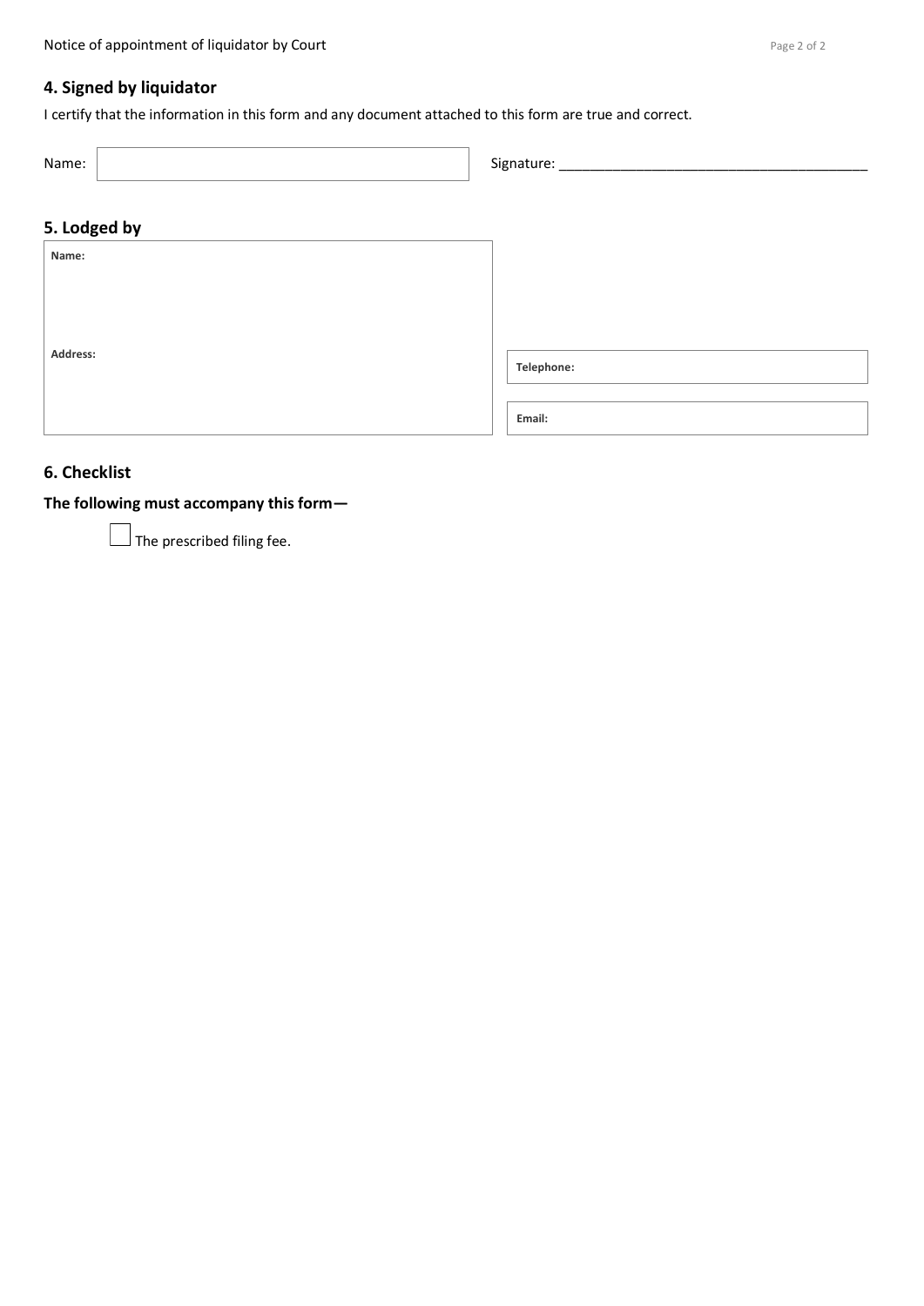## 4. Signed by liquidator

I certify that the information in this form and any document attached to this form are true and correct.

Name: 

Signature: ______________________________________

## 5. Lodged by

**Name:**

**Address:**

**Telephone:**

**Email:**

## 6. Checklist

**The following must accompany this form—**

☐ The prescribed filing fee.